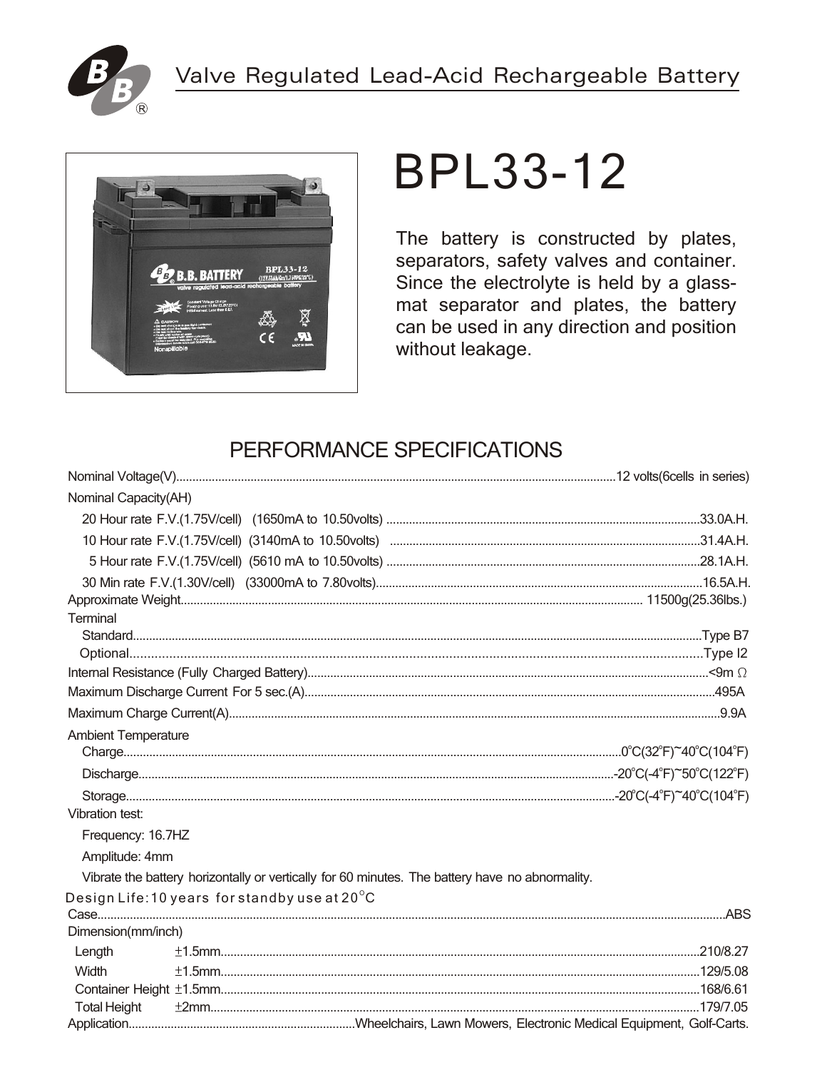Valve Regulated Lead-Acid Rechargeable Battery

# BPL33-12

The battery is constructed by plates, separators, safety valves and container. Since the electrolyte is held by a glass-mat separator and plates, the battery can be used in any direction and position without leakage.

## PERFORMANCE SPECIFICATIONS

Nominal Voltage(V)....................12 volts(6cells in series)

Nominal Capacity(AH)

- 20 Hour rate F.V.(1.75V/cell) (1650mA to 10.50volts)....................33.0A.H.
- 10 Hour rate F.V.(1.75V/cell) (3140mA to 10.50volts)....................31.4A.H.
- 5 Hour rate F.V.(1.75V/cell) (5610 mA to 10.50volts)....................28.1A.H.
- 30 Min rate F.V.(1.30V/cell) (33000mA to 7.80volts)....................16.5A.H.

Approximate Weight....................11500g(25.36lbs.)

Terminal

- Standard....................Type B7
- Optional....................Type I2

Internal Resistance (Fully Charged Battery)....................<9m Ω

Maximum Discharge Current For 5 sec.(A)....................495A

Maximum Charge Current(A)....................9.9A

Ambient Temperature

- Charge....................0°C(32°F)~40°C(104°F)
- Discharge....................-20°C(-4°F)~50°C(122°F)
- Storage....................-20°C(-4°F)~40°C(104°F)

Vibration test:

- Frequency: 16.7HZ
- Amplitude: 4mm
- Vibrate the battery horizontally or vertically for 60 minutes. The battery have no abnormality.

Design Life:10 years for standby use at 20°C

Case....................ABS

Dimension(mm/inch)

| Dimension | Tolerance | mm/inch |
|---|---|---|
| Length | ±1.5mm | 210/8.27 |
| Width | ±1.5mm | 129/5.08 |
| Container Height | ±1.5mm | 168/6.61 |
| Total Height | ±2mm | 179/7.05 |

Application....................Wheelchairs, Lawn Mowers, Electronic Medical Equipment, Golf-Carts.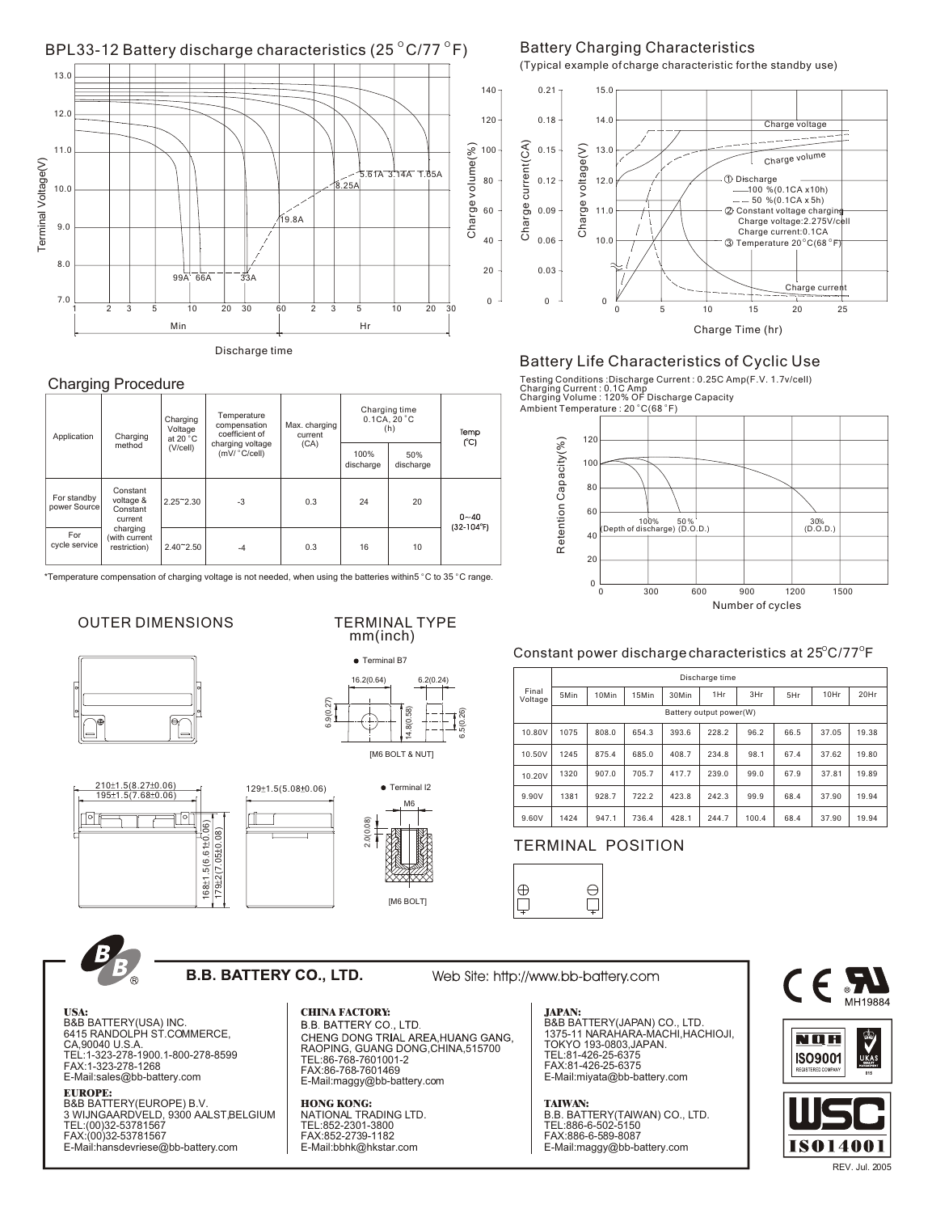## BPL33-12 Battery discharge characteristics (25 °C/77 °F)

Terminal Voltage(V)

13.0
12.0
11.0
10.0
9.0
8.0
7.0

5.61A 3.14A 1.65A
8.25A
19.8A
99A 66A
33A

1 2 3 5 10 20 30 60 2 3 5 10 20 30

Min Hr

Discharge time

## Battery Charging Characteristics

(Typical example of charge characteristic for the standby use)

Charge volume(%) 140 120 100 80 60 40 20 0

Charge current(CA) 0.21 0.18 0.15 0.12 0.09 0.06 0.03 0

Charge voltage(V) 15.0 14.0 13.0 12.0 11.0 10.0 0

Charge voltage

Charge volume

① Discharge
—100 %(0.1CA x10h)
— — 50 %(0.1CA x 5h)
② Constant voltage charging
Charge voltage:2.275V/cell
Charge current:0.1CA
③ Temperature 20°C(68°F)

Charge current

0 5 10 15 20 25

Charge Time (hr)

## Charging Procedure

| Application | Charging method | Charging Voltage at 20°C (V/cell) | Temperature compensation coefficient of charging voltage (mV/°C/cell) | Max. charging current (CA) | Charging time 0.1CA, 20°C (h) | | Temp (°C) |
|---|---|---|---|---|---|---|---|
| | | | | | 100% discharge | 50% discharge | |
| For standby power Source | Constant voltage & Constant current charging (with current restriction) | 2.25~2.30 | -3 | 0.3 | 24 | 20 | 0~40 (32-104°F) |
| For cycle service | | 2.40~2.50 | -4 | 0.3 | 16 | 10 | |

*Temperature compensation of charging voltage is not needed, when using the batteries within5°C to 35°C range.

## Battery Life Characteristics of Cyclic Use

Testing Conditions :Discharge Current : 0.25C Amp(F.V. 1.7v/cell)
Charging Current : 0.1C Amp
Charging Volume : 120% OF Discharge Capacity
Ambient Temperature : 20°C(68°F)

Retention Capacity(%)

120
100
80
60
40
20
0

100% 50 %
(Depth of discharge) (D.O.D.)

30%
(D.O.D.)

0 300 600 900 1200 1500

Number of cycles

## OUTER DIMENSIONS

210±1.5(8.27±0.06)
195±1.5(7.68±0.06)
129±1.5(5.08±0.06)
168±1.5(6.61±0.06)
179±2(7.05±0.08)

## TERMINAL TYPE mm(inch)

● Terminal B7

16.2(0.64)
6.2(0.24)
6.9(0.27)
14.8(0.58)
6.5(0.26)

[M6 BOLT & NUT]

● Terminal I2

M6
2.0(0.08)

[M6 BOLT]

## Constant power discharge characteristics at 25°C/77°F

| Final Voltage | Discharge time | | | | | | | | |
|---|---|---|---|---|---|---|---|---|---|
| | 5Min | 10Min | 15Min | 30Min | 1Hr | 3Hr | 5Hr | 10Hr | 20Hr |
| | Battery output power(W) | | | | | | | | |
| 10.80V | 1075 | 808.0 | 654.3 | 393.6 | 228.2 | 96.2 | 66.5 | 37.05 | 19.38 |
| 10.50V | 1245 | 875.4 | 685.0 | 408.7 | 234.8 | 98.1 | 67.4 | 37.62 | 19.80 |
| 10.20V | 1320 | 907.0 | 705.7 | 417.7 | 239.0 | 99.0 | 67.9 | 37.81 | 19.89 |
| 9.90V | 1381 | 928.7 | 722.2 | 423.8 | 242.3 | 99.9 | 68.4 | 37.90 | 19.94 |
| 9.60V | 1424 | 947.1 | 736.4 | 428.1 | 244.7 | 100.4 | 68.4 | 37.90 | 19.94 |

## TERMINAL POSITION

**B.B. BATTERY CO., LTD.** Web Site: http://www.bb-battery.com

**USA:**
B&B BATTERY(USA) INC.
6415 RANDOLPH ST.COMMERCE, CA,90040 U.S.A.
TEL:1-323-278-1900.1-800-278-8599
FAX:1-323-278-1268
E-Mail:sales@bb-battery.com

**EUROPE:**
B&B BATTERY(EUROPE) B.V.
3 WIJNGAARDVELD, 9300 AALST,BELGIUM
TEL:(00)32-53781567
FAX:(00)32-53781567
E-Mail:hansdevriese@bb-battery.com

**CHINA FACTORY:**
B.B. BATTERY CO., LTD.
CHENG DONG TRIAL AREA,HUANG GANG, RAOPING, GUANG DONG,CHINA,515700
TEL:86-768-7601001-2
FAX:86-768-7601469
E-Mail:maggy@bb-battery.com

**HONG KONG:**
NATIONAL TRADING LTD.
TEL:852-2301-3800
FAX:852-2739-1182
E-Mail:bbhk@hkstar.com

**JAPAN:**
B&B BATTERY(JAPAN) CO., LTD.
1375-11 NARAHARA-MACHI,HACHIOJI, TOKYO 193-0803,JAPAN.
TEL:81-426-25-6375
FAX:81-426-25-6375
E-Mail:miyata@bb-battery.com

**TAIWAN:**
B.B. BATTERY(TAIWAN) CO., LTD.
TEL:886-6-502-5150
FAX:886-6-589-8087
E-Mail:maggy@bb-battery.com

MH19884

ISO9001

ISO14001

REV. Jul. 2005